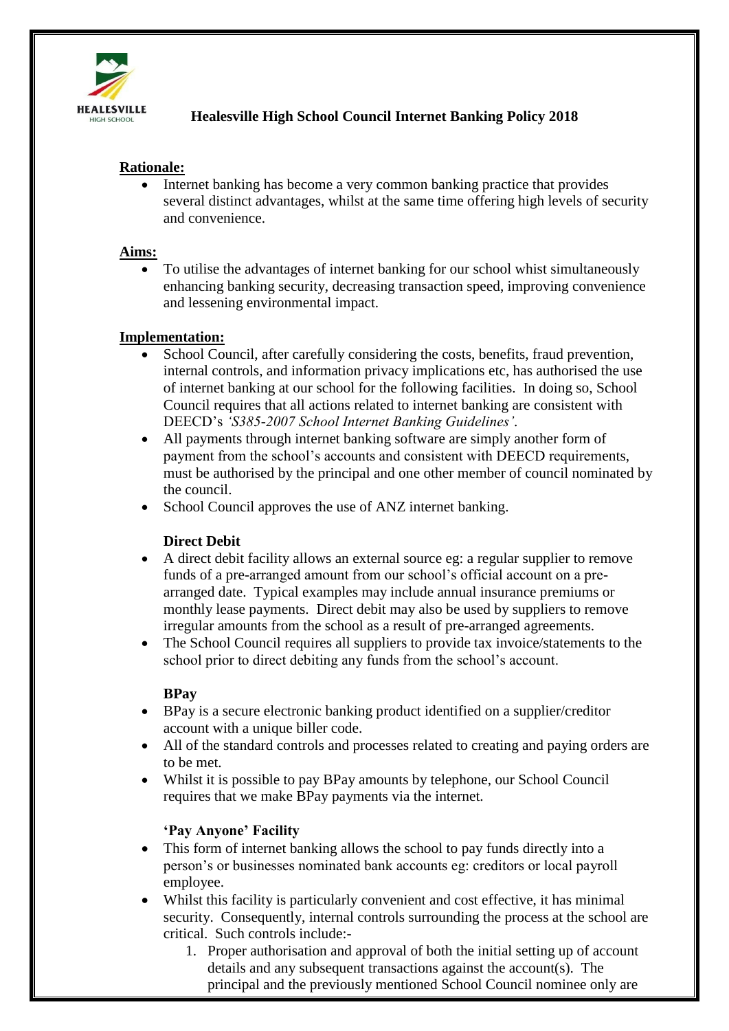# Healesville High School Council Internet Banking Policy 2018

**Rationale:**

- Internet banking has become a very common banking practice that provides several distinct advantages, whilst at the same time offering high levels of security and convenience.

**Aims:**

- To utilise the advantages of internet banking for our school whist simultaneously enhancing banking security, decreasing transaction speed, improving convenience and lessening environmental impact.

**Implementation:**

- School Council, after carefully considering the costs, benefits, fraud prevention, internal controls, and information privacy implications etc, has authorised the use of internet banking at our school for the following facilities. In doing so, School Council requires that all actions related to internet banking are consistent with DEECD's *'S385-2007 School Internet Banking Guidelines'*.
- All payments through internet banking software are simply another form of payment from the school's accounts and consistent with DEECD requirements, must be authorised by the principal and one other member of council nominated by the council.
- School Council approves the use of ANZ internet banking.

**Direct Debit**

- A direct debit facility allows an external source eg: a regular supplier to remove funds of a pre-arranged amount from our school's official account on a pre-arranged date. Typical examples may include annual insurance premiums or monthly lease payments. Direct debit may also be used by suppliers to remove irregular amounts from the school as a result of pre-arranged agreements.
- The School Council requires all suppliers to provide tax invoice/statements to the school prior to direct debiting any funds from the school's account.

**BPay**

- BPay is a secure electronic banking product identified on a supplier/creditor account with a unique biller code.
- All of the standard controls and processes related to creating and paying orders are to be met.
- Whilst it is possible to pay BPay amounts by telephone, our School Council requires that we make BPay payments via the internet.

**'Pay Anyone' Facility**

- This form of internet banking allows the school to pay funds directly into a person's or businesses nominated bank accounts eg: creditors or local payroll employee.
- Whilst this facility is particularly convenient and cost effective, it has minimal security. Consequently, internal controls surrounding the process at the school are critical. Such controls include:-
    1. Proper authorisation and approval of both the initial setting up of account details and any subsequent transactions against the account(s). The principal and the previously mentioned School Council nominee only are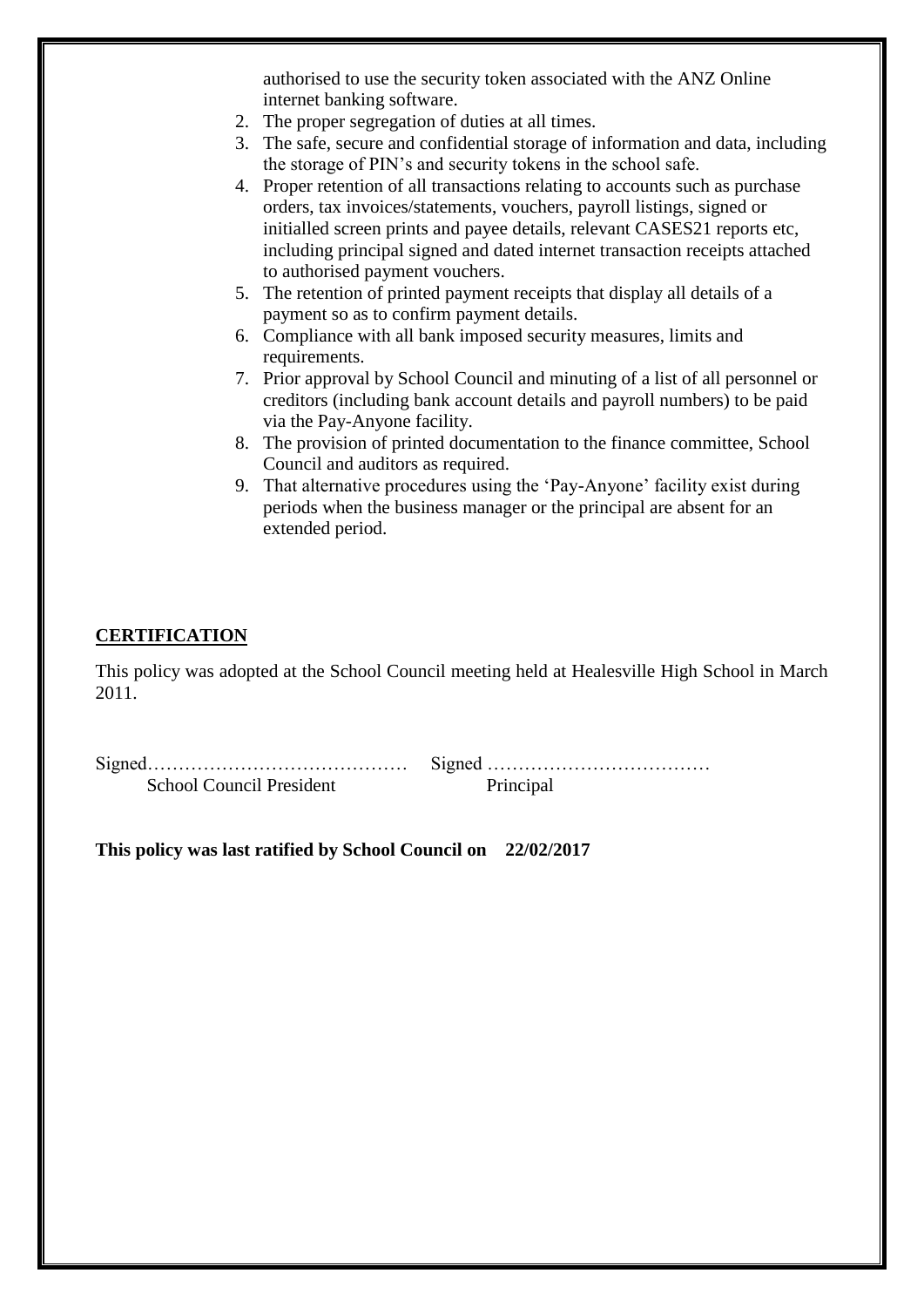authorised to use the security token associated with the ANZ Online internet banking software.

2. The proper segregation of duties at all times.
3. The safe, secure and confidential storage of information and data, including the storage of PIN's and security tokens in the school safe.
4. Proper retention of all transactions relating to accounts such as purchase orders, tax invoices/statements, vouchers, payroll listings, signed or initialled screen prints and payee details, relevant CASES21 reports etc, including principal signed and dated internet transaction receipts attached to authorised payment vouchers.
5. The retention of printed payment receipts that display all details of a payment so as to confirm payment details.
6. Compliance with all bank imposed security measures, limits and requirements.
7. Prior approval by School Council and minuting of a list of all personnel or creditors (including bank account details and payroll numbers) to be paid via the Pay-Anyone facility.
8. The provision of printed documentation to the finance committee, School Council and auditors as required.
9. That alternative procedures using the 'Pay-Anyone' facility exist during periods when the business manager or the principal are absent for an extended period.

## CERTIFICATION

This policy was adopted at the School Council meeting held at Healesville High School in March 2011.

Signed…………………………………… Signed ………………………………
School Council President Principal

**This policy was last ratified by School Council on 22/02/2017**